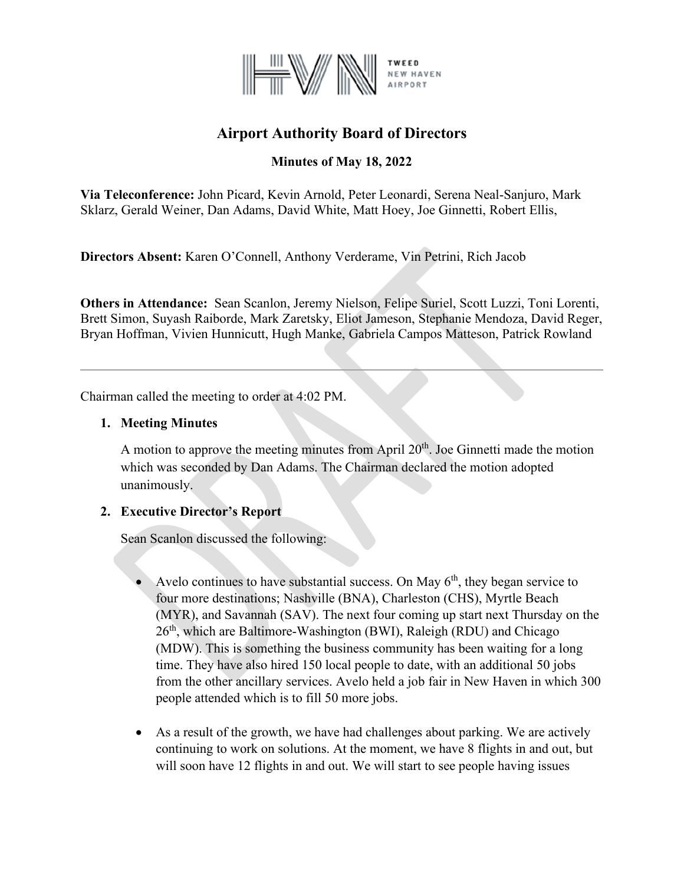# Airport Authority Board of Directors

## Minutes of May 18, 2022

**Via Teleconference:** John Picard, Kevin Arnold, Peter Leonardi, Serena Neal-Sanjuro, Mark Sklarz, Gerald Weiner, Dan Adams, David White, Matt Hoey, Joe Ginnetti, Robert Ellis,

**Directors Absent:** Karen O'Connell, Anthony Verderame, Vin Petrini, Rich Jacob

**Others in Attendance:** Sean Scanlon, Jeremy Nielson, Felipe Suriel, Scott Luzzi, Toni Lorenti, Brett Simon, Suyash Raiborde, Mark Zaretsky, Eliot Jameson, Stephanie Mendoza, David Reger, Bryan Hoffman, Vivien Hunnicutt, Hugh Manke, Gabriela Campos Matteson, Patrick Rowland

---

Chairman called the meeting to order at 4:02 PM.

1. **Meeting Minutes**

   A motion to approve the meeting minutes from April 20th. Joe Ginnetti made the motion which was seconded by Dan Adams. The Chairman declared the motion adopted unanimously.

2. **Executive Director's Report**

   Sean Scanlon discussed the following:

   - Avelo continues to have substantial success. On May 6th, they began service to four more destinations; Nashville (BNA), Charleston (CHS), Myrtle Beach (MYR), and Savannah (SAV). The next four coming up start next Thursday on the 26th, which are Baltimore-Washington (BWI), Raleigh (RDU) and Chicago (MDW). This is something the business community has been waiting for a long time. They have also hired 150 local people to date, with an additional 50 jobs from the other ancillary services. Avelo held a job fair in New Haven in which 300 people attended which is to fill 50 more jobs.

   - As a result of the growth, we have had challenges about parking. We are actively continuing to work on solutions. At the moment, we have 8 flights in and out, but will soon have 12 flights in and out. We will start to see people having issues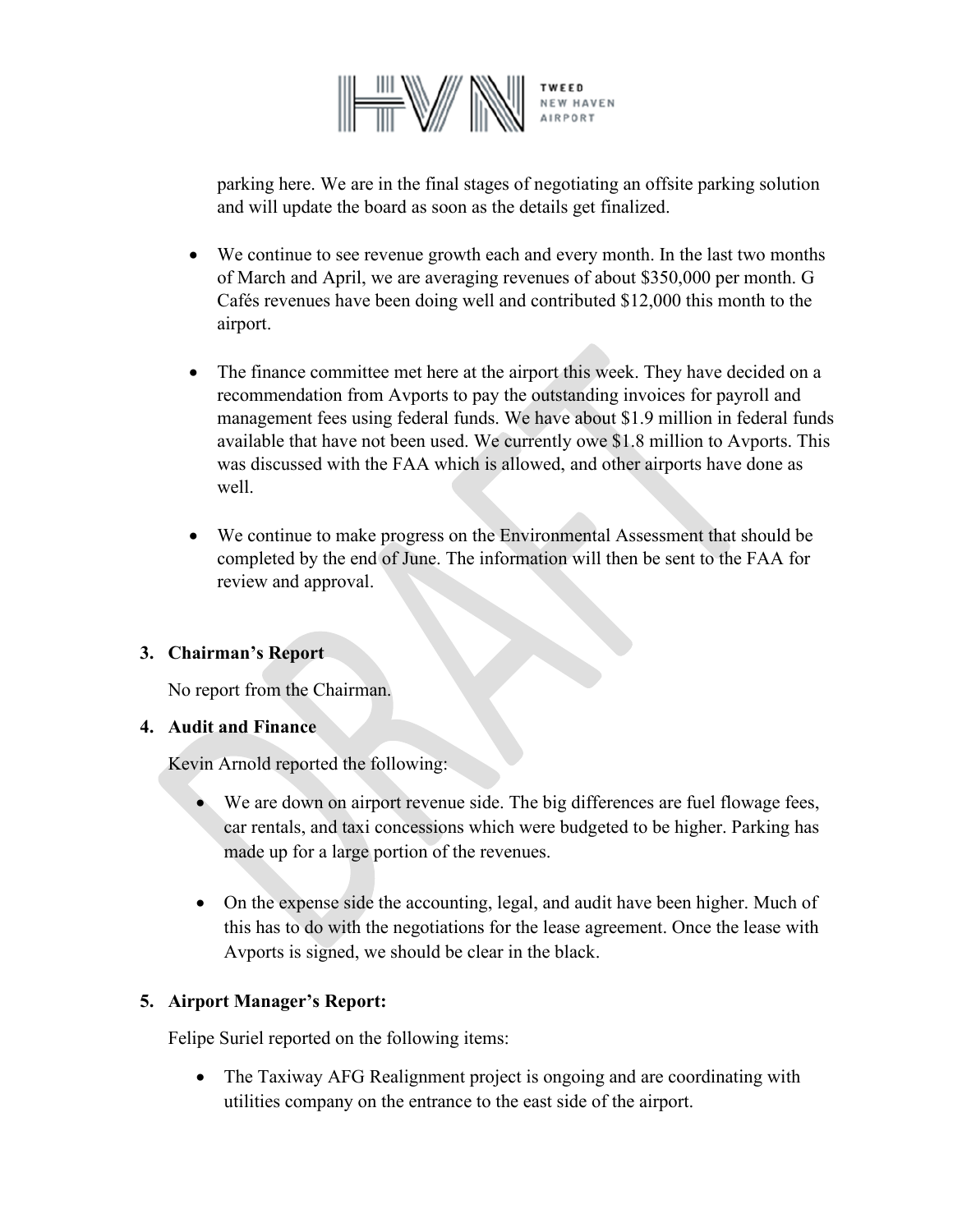parking here. We are in the final stages of negotiating an offsite parking solution and will update the board as soon as the details get finalized.

- We continue to see revenue growth each and every month. In the last two months of March and April, we are averaging revenues of about $350,000 per month. G Cafés revenues have been doing well and contributed $12,000 this month to the airport.

- The finance committee met here at the airport this week. They have decided on a recommendation from Avports to pay the outstanding invoices for payroll and management fees using federal funds. We have about $1.9 million in federal funds available that have not been used. We currently owe $1.8 million to Avports. This was discussed with the FAA which is allowed, and other airports have done as well.

- We continue to make progress on the Environmental Assessment that should be completed by the end of June. The information will then be sent to the FAA for review and approval.

**3. Chairman's Report**

No report from the Chairman.

**4. Audit and Finance**

Kevin Arnold reported the following:

- We are down on airport revenue side. The big differences are fuel flowage fees, car rentals, and taxi concessions which were budgeted to be higher. Parking has made up for a large portion of the revenues.

- On the expense side the accounting, legal, and audit have been higher. Much of this has to do with the negotiations for the lease agreement. Once the lease with Avports is signed, we should be clear in the black.

**5. Airport Manager's Report:**

Felipe Suriel reported on the following items:

- The Taxiway AFG Realignment project is ongoing and are coordinating with utilities company on the entrance to the east side of the airport.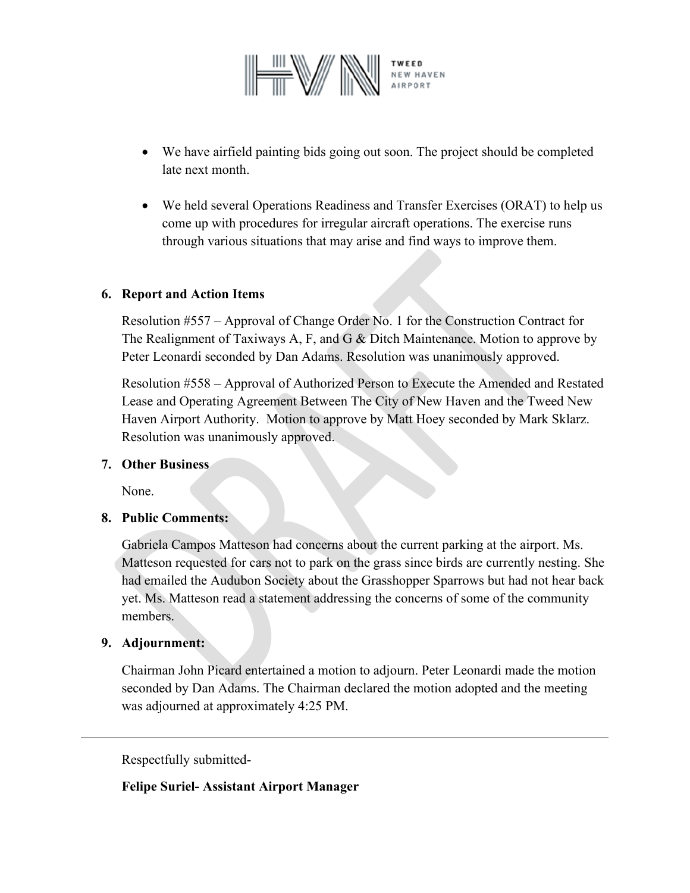- We have airfield painting bids going out soon. The project should be completed late next month.

- We held several Operations Readiness and Transfer Exercises (ORAT) to help us come up with procedures for irregular aircraft operations. The exercise runs through various situations that may arise and find ways to improve them.

6. **Report and Action Items**

   Resolution #557 – Approval of Change Order No. 1 for the Construction Contract for The Realignment of Taxiways A, F, and G & Ditch Maintenance. Motion to approve by Peter Leonardi seconded by Dan Adams. Resolution was unanimously approved.

   Resolution #558 – Approval of Authorized Person to Execute the Amended and Restated Lease and Operating Agreement Between The City of New Haven and the Tweed New Haven Airport Authority. Motion to approve by Matt Hoey seconded by Mark Sklarz. Resolution was unanimously approved.

7. **Other Business**

   None.

8. **Public Comments:**

   Gabriela Campos Matteson had concerns about the current parking at the airport. Ms. Matteson requested for cars not to park on the grass since birds are currently nesting. She had emailed the Audubon Society about the Grasshopper Sparrows but had not hear back yet. Ms. Matteson read a statement addressing the concerns of some of the community members.

9. **Adjournment:**

   Chairman John Picard entertained a motion to adjourn. Peter Leonardi made the motion seconded by Dan Adams. The Chairman declared the motion adopted and the meeting was adjourned at approximately 4:25 PM.

---

Respectfully submitted-

**Felipe Suriel- Assistant Airport Manager**